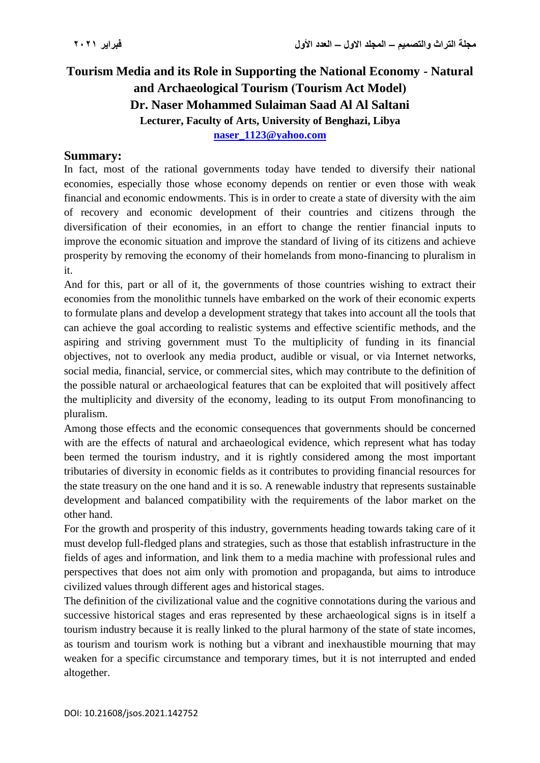# Tourism Media and its Role in Supporting the National Economy - Natural and Archaeological Tourism (Tourism Act Model)

## Dr. Naser Mohammed Sulaiman Saad Al Al Saltani

**Lecturer, Faculty of Arts, University of Benghazi, Libya**

**naser_1123@yahoo.com**

## Summary:

In fact, most of the rational governments today have tended to diversify their national economies, especially those whose economy depends on rentier or even those with weak financial and economic endowments. This is in order to create a state of diversity with the aim of recovery and economic development of their countries and citizens through the diversification of their economies, in an effort to change the rentier financial inputs to improve the economic situation and improve the standard of living of its citizens and achieve prosperity by removing the economy of their homelands from mono-financing to pluralism in it.

And for this, part or all of it, the governments of those countries wishing to extract their economies from the monolithic tunnels have embarked on the work of their economic experts to formulate plans and develop a development strategy that takes into account all the tools that can achieve the goal according to realistic systems and effective scientific methods, and the aspiring and striving government must To the multiplicity of funding in its financial objectives, not to overlook any media product, audible or visual, or via Internet networks, social media, financial, service, or commercial sites, which may contribute to the definition of the possible natural or archaeological features that can be exploited that will positively affect the multiplicity and diversity of the economy, leading to its output From monofinancing to pluralism.

Among those effects and the economic consequences that governments should be concerned with are the effects of natural and archaeological evidence, which represent what has today been termed the tourism industry, and it is rightly considered among the most important tributaries of diversity in economic fields as it contributes to providing financial resources for the state treasury on the one hand and it is so. A renewable industry that represents sustainable development and balanced compatibility with the requirements of the labor market on the other hand.

For the growth and prosperity of this industry, governments heading towards taking care of it must develop full-fledged plans and strategies, such as those that establish infrastructure in the fields of ages and information, and link them to a media machine with professional rules and perspectives that does not aim only with promotion and propaganda, but aims to introduce civilized values through different ages and historical stages.

The definition of the civilizational value and the cognitive connotations during the various and successive historical stages and eras represented by these archaeological signs is in itself a tourism industry because it is really linked to the plural harmony of the state of state incomes, as tourism and tourism work is nothing but a vibrant and inexhaustible mourning that may weaken for a specific circumstance and temporary times, but it is not interrupted and ended altogether.

DOI: 10.21608/jsos.2021.142752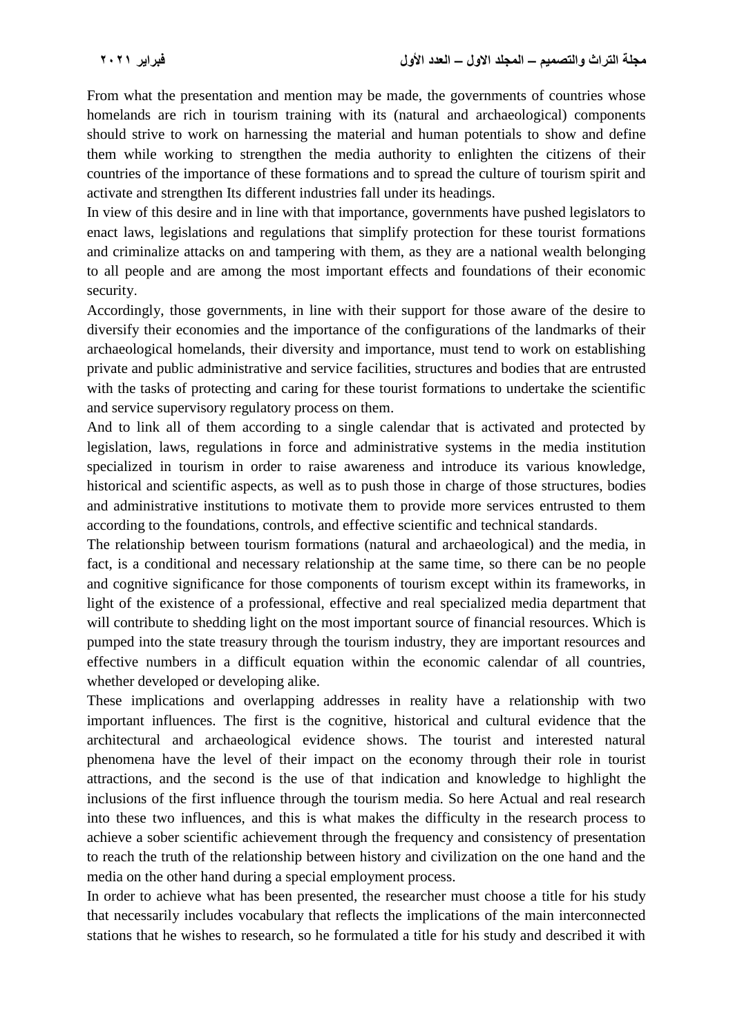From what the presentation and mention may be made, the governments of countries whose homelands are rich in tourism training with its (natural and archaeological) components should strive to work on harnessing the material and human potentials to show and define them while working to strengthen the media authority to enlighten the citizens of their countries of the importance of these formations and to spread the culture of tourism spirit and activate and strengthen Its different industries fall under its headings.

In view of this desire and in line with that importance, governments have pushed legislators to enact laws, legislations and regulations that simplify protection for these tourist formations and criminalize attacks on and tampering with them, as they are a national wealth belonging to all people and are among the most important effects and foundations of their economic security.

Accordingly, those governments, in line with their support for those aware of the desire to diversify their economies and the importance of the configurations of the landmarks of their archaeological homelands, their diversity and importance, must tend to work on establishing private and public administrative and service facilities, structures and bodies that are entrusted with the tasks of protecting and caring for these tourist formations to undertake the scientific and service supervisory regulatory process on them.

And to link all of them according to a single calendar that is activated and protected by legislation, laws, regulations in force and administrative systems in the media institution specialized in tourism in order to raise awareness and introduce its various knowledge, historical and scientific aspects, as well as to push those in charge of those structures, bodies and administrative institutions to motivate them to provide more services entrusted to them according to the foundations, controls, and effective scientific and technical standards.

The relationship between tourism formations (natural and archaeological) and the media, in fact, is a conditional and necessary relationship at the same time, so there can be no people and cognitive significance for those components of tourism except within its frameworks, in light of the existence of a professional, effective and real specialized media department that will contribute to shedding light on the most important source of financial resources. Which is pumped into the state treasury through the tourism industry, they are important resources and effective numbers in a difficult equation within the economic calendar of all countries, whether developed or developing alike.

These implications and overlapping addresses in reality have a relationship with two important influences. The first is the cognitive, historical and cultural evidence that the architectural and archaeological evidence shows. The tourist and interested natural phenomena have the level of their impact on the economy through their role in tourist attractions, and the second is the use of that indication and knowledge to highlight the inclusions of the first influence through the tourism media. So here Actual and real research into these two influences, and this is what makes the difficulty in the research process to achieve a sober scientific achievement through the frequency and consistency of presentation to reach the truth of the relationship between history and civilization on the one hand and the media on the other hand during a special employment process.

In order to achieve what has been presented, the researcher must choose a title for his study that necessarily includes vocabulary that reflects the implications of the main interconnected stations that he wishes to research, so he formulated a title for his study and described it with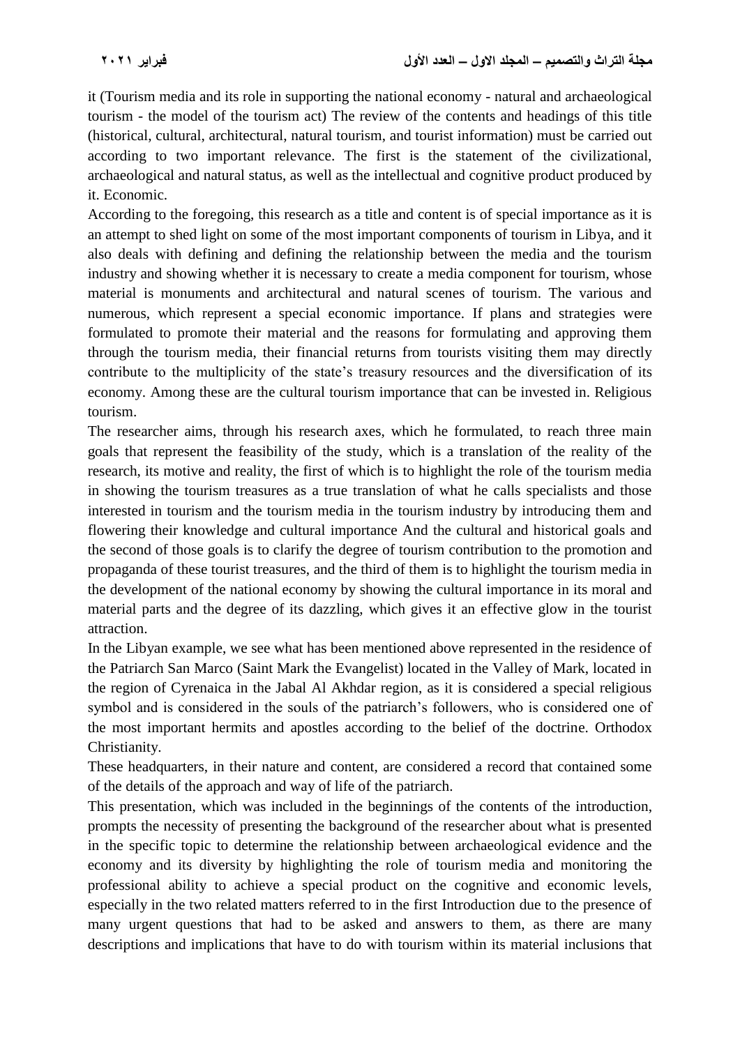it (Tourism media and its role in supporting the national economy - natural and archaeological tourism - the model of the tourism act) The review of the contents and headings of this title (historical, cultural, architectural, natural tourism, and tourist information) must be carried out according to two important relevance. The first is the statement of the civilizational, archaeological and natural status, as well as the intellectual and cognitive product produced by it. Economic.

According to the foregoing, this research as a title and content is of special importance as it is an attempt to shed light on some of the most important components of tourism in Libya, and it also deals with defining and defining the relationship between the media and the tourism industry and showing whether it is necessary to create a media component for tourism, whose material is monuments and architectural and natural scenes of tourism. The various and numerous, which represent a special economic importance. If plans and strategies were formulated to promote their material and the reasons for formulating and approving them through the tourism media, their financial returns from tourists visiting them may directly contribute to the multiplicity of the state's treasury resources and the diversification of its economy. Among these are the cultural tourism importance that can be invested in. Religious tourism.

The researcher aims, through his research axes, which he formulated, to reach three main goals that represent the feasibility of the study, which is a translation of the reality of the research, its motive and reality, the first of which is to highlight the role of the tourism media in showing the tourism treasures as a true translation of what he calls specialists and those interested in tourism and the tourism media in the tourism industry by introducing them and flowering their knowledge and cultural importance And the cultural and historical goals and the second of those goals is to clarify the degree of tourism contribution to the promotion and propaganda of these tourist treasures, and the third of them is to highlight the tourism media in the development of the national economy by showing the cultural importance in its moral and material parts and the degree of its dazzling, which gives it an effective glow in the tourist attraction.

In the Libyan example, we see what has been mentioned above represented in the residence of the Patriarch San Marco (Saint Mark the Evangelist) located in the Valley of Mark, located in the region of Cyrenaica in the Jabal Al Akhdar region, as it is considered a special religious symbol and is considered in the souls of the patriarch's followers, who is considered one of the most important hermits and apostles according to the belief of the doctrine. Orthodox Christianity.

These headquarters, in their nature and content, are considered a record that contained some of the details of the approach and way of life of the patriarch.

This presentation, which was included in the beginnings of the contents of the introduction, prompts the necessity of presenting the background of the researcher about what is presented in the specific topic to determine the relationship between archaeological evidence and the economy and its diversity by highlighting the role of tourism media and monitoring the professional ability to achieve a special product on the cognitive and economic levels, especially in the two related matters referred to in the first Introduction due to the presence of many urgent questions that had to be asked and answers to them, as there are many descriptions and implications that have to do with tourism within its material inclusions that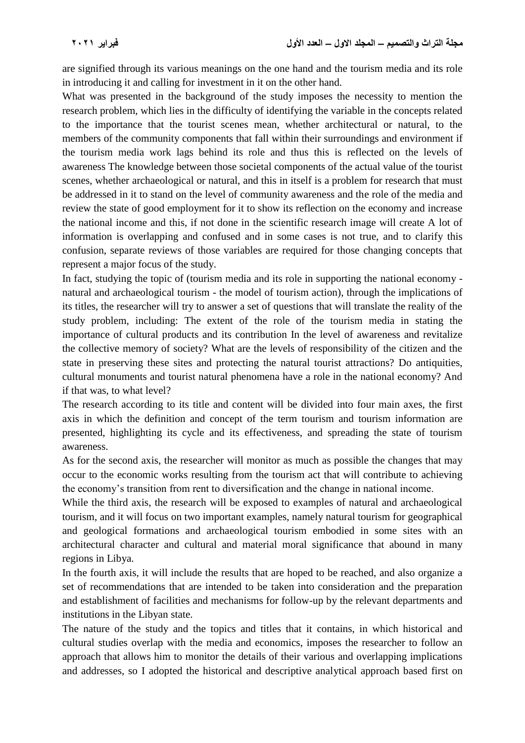are signified through its various meanings on the one hand and the tourism media and its role in introducing it and calling for investment in it on the other hand.

What was presented in the background of the study imposes the necessity to mention the research problem, which lies in the difficulty of identifying the variable in the concepts related to the importance that the tourist scenes mean, whether architectural or natural, to the members of the community components that fall within their surroundings and environment if the tourism media work lags behind its role and thus this is reflected on the levels of awareness The knowledge between those societal components of the actual value of the tourist scenes, whether archaeological or natural, and this in itself is a problem for research that must be addressed in it to stand on the level of community awareness and the role of the media and review the state of good employment for it to show its reflection on the economy and increase the national income and this, if not done in the scientific research image will create A lot of information is overlapping and confused and in some cases is not true, and to clarify this confusion, separate reviews of those variables are required for those changing concepts that represent a major focus of the study.

In fact, studying the topic of (tourism media and its role in supporting the national economy - natural and archaeological tourism - the model of tourism action), through the implications of its titles, the researcher will try to answer a set of questions that will translate the reality of the study problem, including: The extent of the role of the tourism media in stating the importance of cultural products and its contribution In the level of awareness and revitalize the collective memory of society? What are the levels of responsibility of the citizen and the state in preserving these sites and protecting the natural tourist attractions? Do antiquities, cultural monuments and tourist natural phenomena have a role in the national economy? And if that was, to what level?

The research according to its title and content will be divided into four main axes, the first axis in which the definition and concept of the term tourism and tourism information are presented, highlighting its cycle and its effectiveness, and spreading the state of tourism awareness.

As for the second axis, the researcher will monitor as much as possible the changes that may occur to the economic works resulting from the tourism act that will contribute to achieving the economy's transition from rent to diversification and the change in national income.

While the third axis, the research will be exposed to examples of natural and archaeological tourism, and it will focus on two important examples, namely natural tourism for geographical and geological formations and archaeological tourism embodied in some sites with an architectural character and cultural and material moral significance that abound in many regions in Libya.

In the fourth axis, it will include the results that are hoped to be reached, and also organize a set of recommendations that are intended to be taken into consideration and the preparation and establishment of facilities and mechanisms for follow-up by the relevant departments and institutions in the Libyan state.

The nature of the study and the topics and titles that it contains, in which historical and cultural studies overlap with the media and economics, imposes the researcher to follow an approach that allows him to monitor the details of their various and overlapping implications and addresses, so I adopted the historical and descriptive analytical approach based first on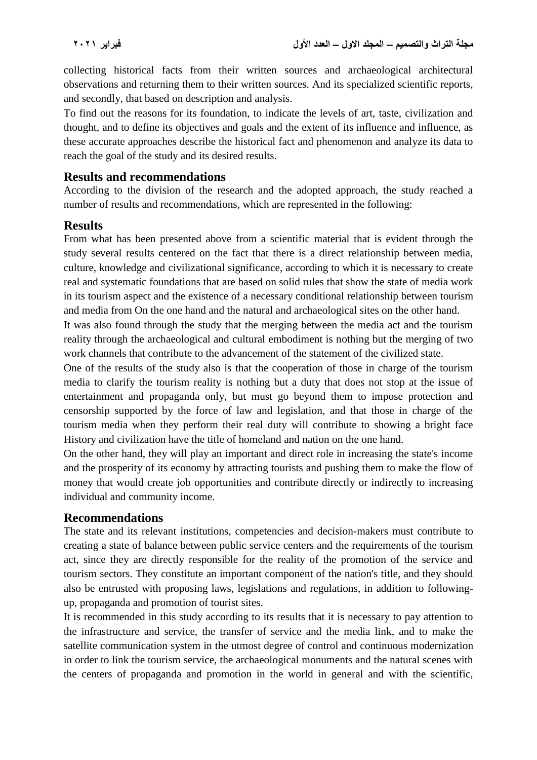collecting historical facts from their written sources and archaeological architectural observations and returning them to their written sources. And its specialized scientific reports, and secondly, that based on description and analysis.

To find out the reasons for its foundation, to indicate the levels of art, taste, civilization and thought, and to define its objectives and goals and the extent of its influence and influence, as these accurate approaches describe the historical fact and phenomenon and analyze its data to reach the goal of the study and its desired results.

## Results and recommendations

According to the division of the research and the adopted approach, the study reached a number of results and recommendations, which are represented in the following:

## Results

From what has been presented above from a scientific material that is evident through the study several results centered on the fact that there is a direct relationship between media, culture, knowledge and civilizational significance, according to which it is necessary to create real and systematic foundations that are based on solid rules that show the state of media work in its tourism aspect and the existence of a necessary conditional relationship between tourism and media from On the one hand and the natural and archaeological sites on the other hand.

It was also found through the study that the merging between the media act and the tourism reality through the archaeological and cultural embodiment is nothing but the merging of two work channels that contribute to the advancement of the statement of the civilized state.

One of the results of the study also is that the cooperation of those in charge of the tourism media to clarify the tourism reality is nothing but a duty that does not stop at the issue of entertainment and propaganda only, but must go beyond them to impose protection and censorship supported by the force of law and legislation, and that those in charge of the tourism media when they perform their real duty will contribute to showing a bright face History and civilization have the title of homeland and nation on the one hand.

On the other hand, they will play an important and direct role in increasing the state's income and the prosperity of its economy by attracting tourists and pushing them to make the flow of money that would create job opportunities and contribute directly or indirectly to increasing individual and community income.

## Recommendations

The state and its relevant institutions, competencies and decision-makers must contribute to creating a state of balance between public service centers and the requirements of the tourism act, since they are directly responsible for the reality of the promotion of the service and tourism sectors. They constitute an important component of the nation's title, and they should also be entrusted with proposing laws, legislations and regulations, in addition to following-up, propaganda and promotion of tourist sites.

It is recommended in this study according to its results that it is necessary to pay attention to the infrastructure and service, the transfer of service and the media link, and to make the satellite communication system in the utmost degree of control and continuous modernization in order to link the tourism service, the archaeological monuments and the natural scenes with the centers of propaganda and promotion in the world in general and with the scientific,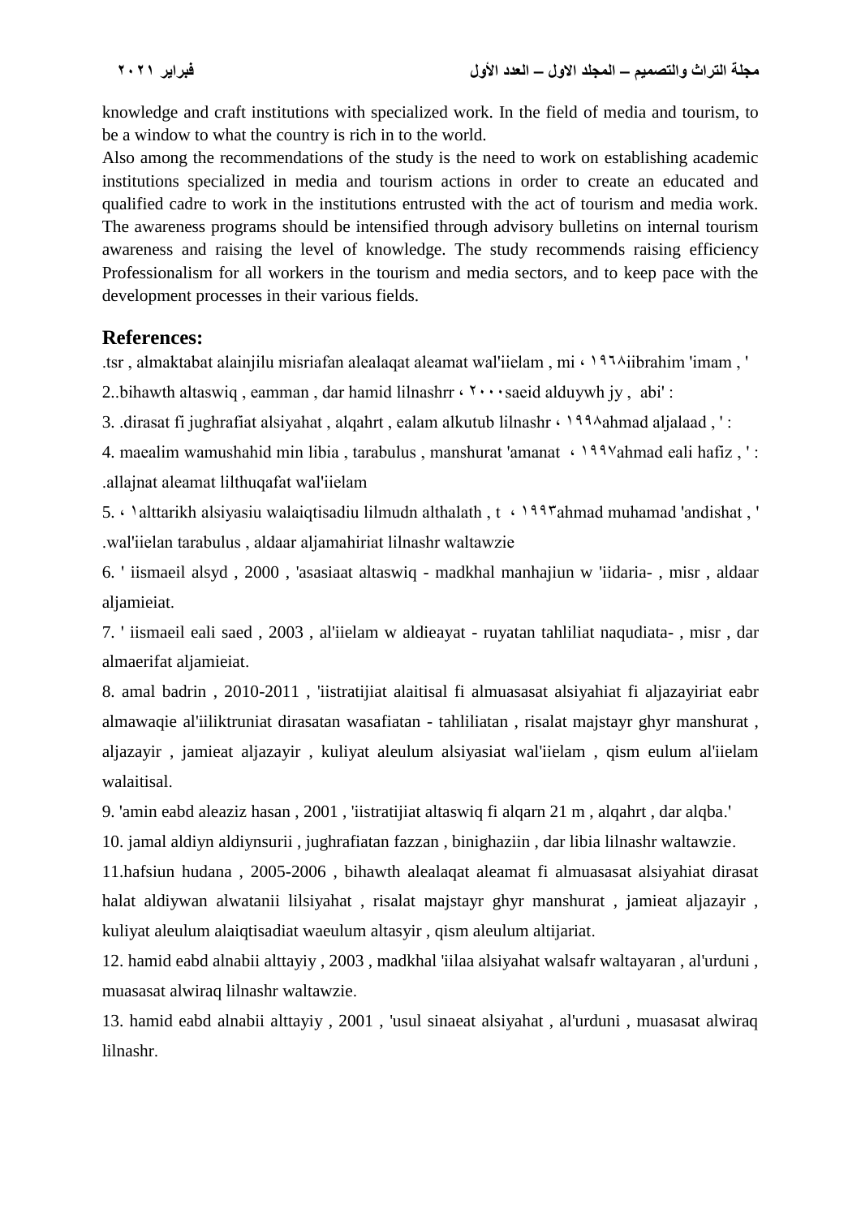knowledge and craft institutions with specialized work. In the field of media and tourism, to be a window to what the country is rich in to the world.

Also among the recommendations of the study is the need to work on establishing academic institutions specialized in media and tourism actions in order to create an educated and qualified cadre to work in the institutions entrusted with the act of tourism and media work. The awareness programs should be intensified through advisory bulletins on internal tourism awareness and raising the level of knowledge. The study recommends raising efficiency Professionalism for all workers in the tourism and media sectors, and to keep pace with the development processes in their various fields.

## References:

.tsr , almaktabat alainjilu misriafan alealaqat aleamat wal'iielam , mi ، ١٩٦٨iibrahim 'imam , '

2..bihawth altaswiq , eamman , dar hamid lilnashrr ، ٢٠٠٠saeid alduywh jy , abi' :

3. .dirasat fi jughrafiat alsiyahat , alqahrt , ealam alkutub lilnashr ، ١٩٩٨ahmad aljalaad , ' :

4. maealim wamushahid min libia , tarabulus , manshurat 'amanat ، ١٩٩٧ahmad eali hafiz , ' : .allajnat aleamat lilthuqafat wal'iielam

5. ، ١alttarikh alsiyasiu walaiqtisadiu lilmudn althalath , t ، ١٩٩٣ahmad muhamad 'andishat , ' .wal'iielan tarabulus , aldaar aljamahiriat lilnashr waltawzie

6. ' iismaeil alsyd , 2000 , 'asasiaat altaswiq - madkhal manhajiun w 'iidaria- , misr , aldaar aljamieiat.

7. ' iismaeil eali saed , 2003 , al'iielam w aldieayat - ruyatan tahliliat naqudiata- , misr , dar almaerifat aljamieiat.

8. amal badrin , 2010-2011 , 'iistratijiat alaitisal fi almuasasat alsiyahiat fi aljazayiriat eabr almawaqie al'iiliktruniat dirasatan wasafiatan - tahliliatan , risalat majstayr ghyr manshurat , aljazayir , jamieat aljazayir , kuliyat aleulum alsiyasiat wal'iielam , qism eulum al'iielam walaitisal.

9. 'amin eabd aleaziz hasan , 2001 , 'iistratijiat altaswiq fi alqarn 21 m , alqahrt , dar alqba.'

10. jamal aldiyn aldiynsurii , jughrafiatan fazzan , binighaziin , dar libia lilnashr waltawzie.

11.hafsiun hudana , 2005-2006 , bihawth alealaqat aleamat fi almuasasat alsiyahiat dirasat halat aldiywan alwatanii lilsiyahat , risalat majstayr ghyr manshurat , jamieat aljazayir , kuliyat aleulum alaiqtisadiat waeulum altasyir , qism aleulum altijariat.

12. hamid eabd alnabii alttayiy , 2003 , madkhal 'iilaa alsiyahat walsafr waltayaran , al'urduni , muasasat alwiraq lilnashr waltawzie.

13. hamid eabd alnabii alttayiy , 2001 , 'usul sinaeat alsiyahat , al'urduni , muasasat alwiraq lilnashr.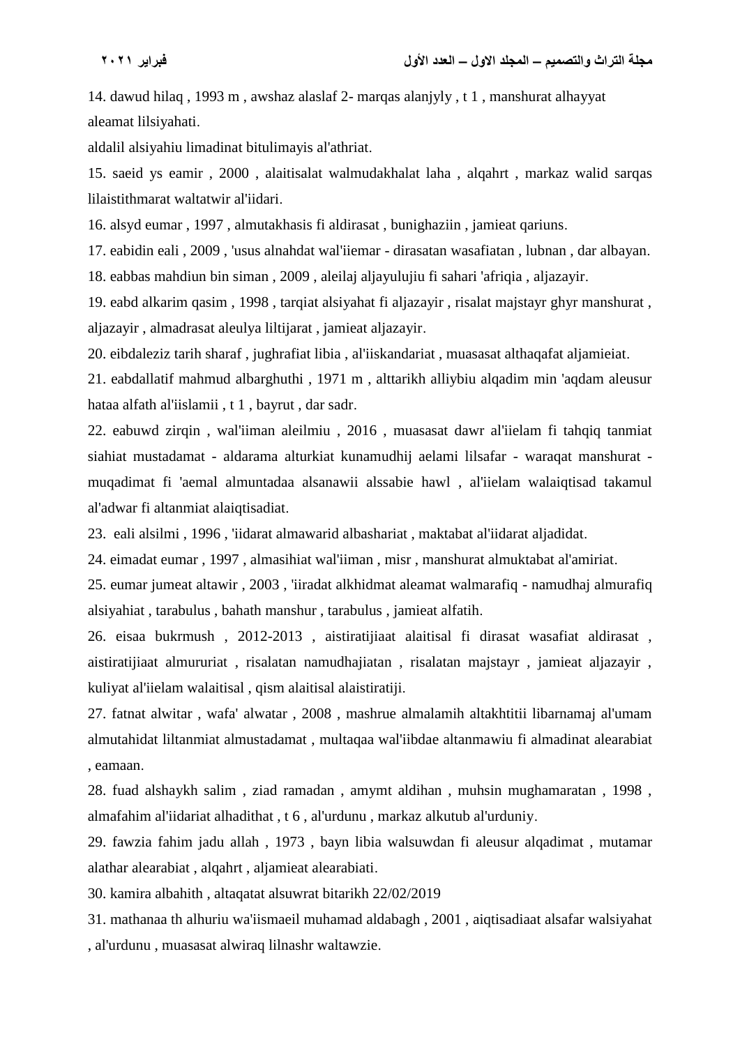14. dawud hilaq , 1993 m , awshaz alaslaf 2- marqas alanjyly , t 1 , manshurat alhayyat aleamat lilsiyahati.

aldalil alsiyahiu limadinat bitulimayis al'athriat.

15. saeid ys eamir , 2000 , alaitisalat walmudakhalat laha , alqahrt , markaz walid sarqas lilaistithmarat waltatwir al'iidari.

16. alsyd eumar , 1997 , almutakhasis fi aldirasat , bunighaziin , jamieat qariuns.

17. eabidin eali , 2009 , 'usus alnahdat wal'iiemar - dirasatan wasafiatan , lubnan , dar albayan.

18. eabbas mahdiun bin siman , 2009 , aleilaj aljayulujiu fi sahari 'afriqia , aljazayir.

19. eabd alkarim qasim , 1998 , tarqiat alsiyahat fi aljazayir , risalat majstayr ghyr manshurat , aljazayir , almadrasat aleulya liltijarat , jamieat aljazayir.

20. eibdaleziz tarih sharaf , jughrafiat libia , al'iiskandariat , muasasat althaqafat aljamieiat.

21. eabdallatif mahmud albarghuthi , 1971 m , alttarikh alliybiu alqadim min 'aqdam aleusur hataa alfath al'iislamii , t 1 , bayrut , dar sadr.

22. eabuwd zirqin , wal'iiman aleilmiu , 2016 , muasasat dawr al'iielam fi tahqiq tanmiat siahiat mustadamat - aldarama alturkiat kunamudhij aelami lilsafar - waraqat manshurat - muqadimat fi 'aemal almuntadaa alsanawii alssabie hawl , al'iielam walaiqtisad takamul al'adwar fi altanmiat alaiqtisadiat.

23. eali alsilmi , 1996 , 'iidarat almawarid albashariat , maktabat al'iidarat aljadidat.

24. eimadat eumar , 1997 , almasihiat wal'iiman , misr , manshurat almuktabat al'amiriat.

25. eumar jumeat altawir , 2003 , 'iiradat alkhidmat aleamat walmarafiq - namudhaj almurafiq alsiyahiat , tarabulus , bahath manshur , tarabulus , jamieat alfatih.

26. eisaa bukrmush , 2012-2013 , aistiratijiaat alaitisal fi dirasat wasafiat aldirasat , aistiratijiaat almururiat , risalatan namudhajiatan , risalatan majstayr , jamieat aljazayir , kuliyat al'iielam walaitisal , qism alaitisal alaistiratiji.

27. fatnat alwitar , wafa' alwatar , 2008 , mashrue almalamih altakhtitii libarnamaj al'umam almutahidat liltanmiat almustadamat , multaqaa wal'iibdae altanmawiu fi almadinat alearabiat , eamaan.

28. fuad alshaykh salim , ziad ramadan , amymt aldihan , muhsin mughamaratan , 1998 , almafahim al'iidariat alhadithat , t 6 , al'urdunu , markaz alkutub al'urduniy.

29. fawzia fahim jadu allah , 1973 , bayn libia walsuwdan fi aleusur alqadimat , mutamar alathar alearabiat , alqahrt , aljamieat alearabiati.

30. kamira albahith , altaqatat alsuwrat bitarikh 22/02/2019

31. mathanaa th alhuriu wa'iismaeil muhamad aldabagh , 2001 , aiqtisadiaat alsafar walsiyahat , al'urdunu , muasasat alwiraq lilnashr waltawzie.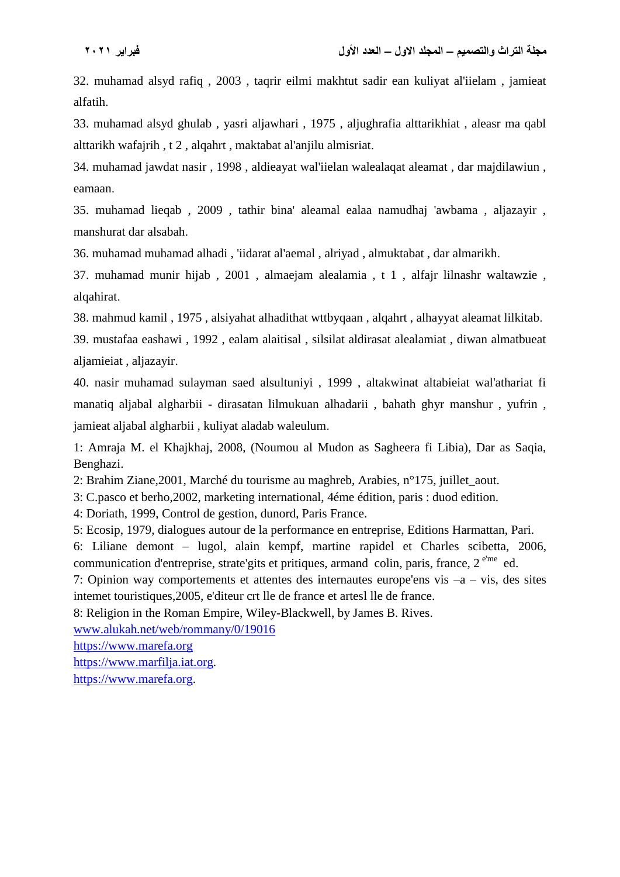32. muhamad alsyd rafiq , 2003 , taqrir eilmi makhtut sadir ean kuliyat al'iielam , jamieat alfatih.

33. muhamad alsyd ghulab , yasri aljawhari , 1975 , aljughrafia alttarikhiat , aleasr ma qabl alttarikh wafajrih , t 2 , alqahrt , maktabat al'anjilu almisriat.

34. muhamad jawdat nasir , 1998 , aldieayat wal'iielan walealaqat aleamat , dar majdilawiun , eamaan.

35. muhamad lieqab , 2009 , tathir bina' aleamal ealaa namudhaj 'awbama , aljazayir , manshurat dar alsabah.

36. muhamad muhamad alhadi , 'iidarat al'aemal , alriyad , almuktabat , dar almarikh.

37. muhamad munir hijab , 2001 , almaejam alealamia , t 1 , alfajr lilnashr waltawzie , alqahirat.

38. mahmud kamil , 1975 , alsiyahat alhadithat wttbyqaan , alqahrt , alhayyat aleamat lilkitab.

39. mustafaa eashawi , 1992 , ealam alaitisal , silsilat aldirasat alealamiat , diwan almatbueat aljamieiat , aljazayir.

40. nasir muhamad sulayman saed alsultuniyi , 1999 , altakwinat altabieiat wal'athariat fi manatiq aljabal algharbii - dirasatan lilmukuan alhadarii , bahath ghyr manshur , yufrin , jamieat aljabal algharbii , kuliyat aladab waleulum.

1: Amraja M. el Khajkhaj, 2008, (Noumou al Mudon as Sagheera fi Libia), Dar as Saqia, Benghazi.
2: Brahim Ziane,2001, Marché du tourisme au maghreb, Arabies, n°175, juillet_aout.
3: C.pasco et berho,2002, marketing international, 4éme édition, paris : duod edition.
4: Doriath, 1999, Control de gestion, dunord, Paris France.
5: Ecosip, 1979, dialogues autour de la performance en entreprise, Editions Harmattan, Pari.
6: Liliane demont – lugol, alain kempf, martine rapidel et Charles scibetta, 2006, communication d'entreprise, strate'gits et pritiques, armand colin, paris, france, 2 e'me ed.
7: Opinion way comportements et attentes des internautes europe'ens vis –a – vis, des sites intemet touristiques,2005, e'diteur crt lle de france et artesl lle de france.
8: Religion in the Roman Empire, Wiley-Blackwell, by James B. Rives.
www.alukah.net/web/rommany/0/19016
https://www.marefa.org
https://www.marfilja.iat.org.
https://www.marefa.org.